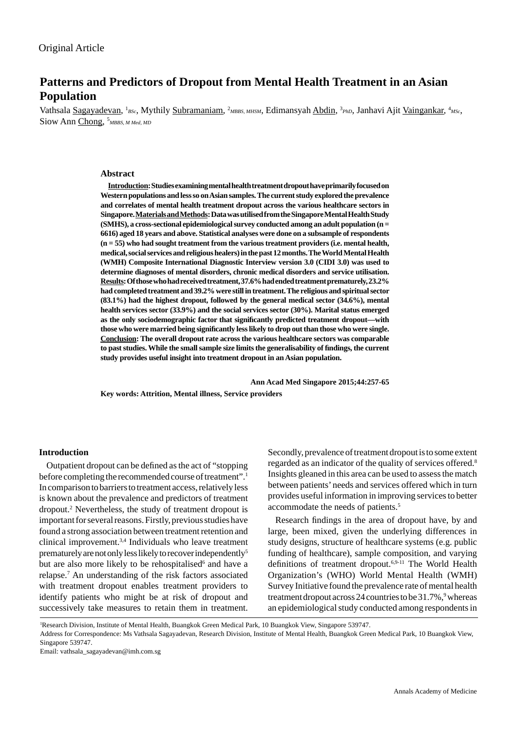Original Article

# Patterns and Predictors of Dropout from Mental Health Treatment in an Asian Population

Vathsala Sagayadevan, [1]*BSc*, Mythily Subramaniam, [2]*MBBS, MHSM*, Edimansyah Abdin, [3]*PhD*, Janhavi Ajit Vaingankar, [4]*MSc*, Siow Ann Chong, [5]*MBBS, M Med, MD*

## Abstract

**Introduction: Studies examining mental health treatment dropout have primarily focused on Western populations and less so on Asian samples. The current study explored the prevalence and correlates of mental health treatment dropout across the various healthcare sectors in Singapore. Materials and Methods: Data was utilised from the Singapore Mental Health Study (SMHS), a cross-sectional epidemiological survey conducted among an adult population (n = 6616) aged 18 years and above. Statistical analyses were done on a subsample of respondents (n = 55) who had sought treatment from the various treatment providers (i.e. mental health, medical, social services and religious healers) in the past 12 months. The World Mental Health (WMH) Composite International Diagnostic Interview version 3.0 (CIDI 3.0) was used to determine diagnoses of mental disorders, chronic medical disorders and service utilisation. Results: Of those who had received treatment, 37.6% had ended treatment prematurely, 23.2% had completed treatment and 39.2% were still in treatment. The religious and spiritual sector (83.1%) had the highest dropout, followed by the general medical sector (34.6%), mental health services sector (33.9%) and the social services sector (30%). Marital status emerged as the only sociodemographic factor that significantly predicted treatment dropout—with those who were married being significantly less likely to drop out than those who were single. Conclusion: The overall dropout rate across the various healthcare sectors was comparable to past studies. While the small sample size limits the generalisability of findings, the current study provides useful insight into treatment dropout in an Asian population.**

**Ann Acad Med Singapore 2015;44:257-65**

**Key words: Attrition, Mental illness, Service providers**

## Introduction

Outpatient dropout can be defined as the act of "stopping before completing the recommended course of treatment".[1] In comparison to barriers to treatment access, relatively less is known about the prevalence and predictors of treatment dropout.[2] Nevertheless, the study of treatment dropout is important for several reasons. Firstly, previous studies have found a strong association between treatment retention and clinical improvement.[3,4] Individuals who leave treatment prematurely are not only less likely to recover independently[5] but are also more likely to be rehospitalised[6] and have a relapse.[7] An understanding of the risk factors associated with treatment dropout enables treatment providers to identify patients who might be at risk of dropout and successively take measures to retain them in treatment. Secondly, prevalence of treatment dropout is to some extent regarded as an indicator of the quality of services offered.[8] Insights gleaned in this area can be used to assess the match between patients' needs and services offered which in turn provides useful information in improving services to better accommodate the needs of patients.[5]

Research findings in the area of dropout have, by and large, been mixed, given the underlying differences in study designs, structure of healthcare systems (e.g. public funding of healthcare), sample composition, and varying definitions of treatment dropout.[6,9-11] The World Health Organization's (WHO) World Mental Health (WMH) Survey Initiative found the prevalence rate of mental health treatment dropout across 24 countries to be 31.7%,[9] whereas an epidemiological study conducted among respondents in

[1]Research Division, Institute of Mental Health, Buangkok Green Medical Park, 10 Buangkok View, Singapore 539747.

Address for Correspondence: Ms Vathsala Sagayadevan, Research Division, Institute of Mental Health, Buangkok Green Medical Park, 10 Buangkok View, Singapore 539747.

Email: vathsala_sagayadevan@imh.com.sg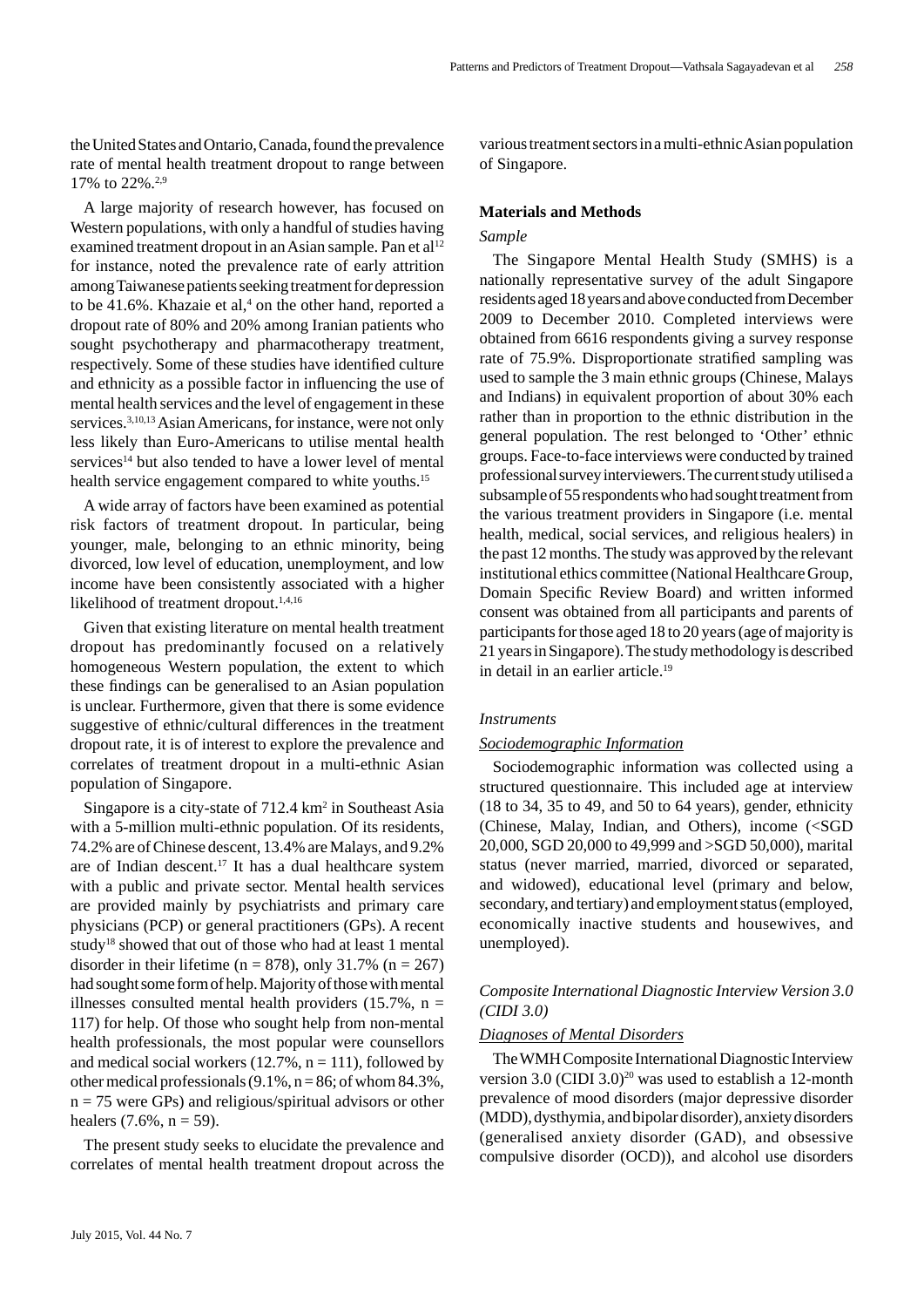the United States and Ontario, Canada, found the prevalence rate of mental health treatment dropout to range between 17% to 22%.[2,9]

A large majority of research however, has focused on Western populations, with only a handful of studies having examined treatment dropout in an Asian sample. Pan et al[12] for instance, noted the prevalence rate of early attrition among Taiwanese patients seeking treatment for depression to be 41.6%. Khazaie et al,[4] on the other hand, reported a dropout rate of 80% and 20% among Iranian patients who sought psychotherapy and pharmacotherapy treatment, respectively. Some of these studies have identified culture and ethnicity as a possible factor in influencing the use of mental health services and the level of engagement in these services.[3,10,13] Asian Americans, for instance, were not only less likely than Euro-Americans to utilise mental health services[14] but also tended to have a lower level of mental health service engagement compared to white youths.[15]

A wide array of factors have been examined as potential risk factors of treatment dropout. In particular, being younger, male, belonging to an ethnic minority, being divorced, low level of education, unemployment, and low income have been consistently associated with a higher likelihood of treatment dropout.[1,4,16]

Given that existing literature on mental health treatment dropout has predominantly focused on a relatively homogeneous Western population, the extent to which these findings can be generalised to an Asian population is unclear. Furthermore, given that there is some evidence suggestive of ethnic/cultural differences in the treatment dropout rate, it is of interest to explore the prevalence and correlates of treatment dropout in a multi-ethnic Asian population of Singapore.

Singapore is a city-state of 712.4 km$^2$ in Southeast Asia with a 5-million multi-ethnic population. Of its residents, 74.2% are of Chinese descent, 13.4% are Malays, and 9.2% are of Indian descent.[17] It has a dual healthcare system with a public and private sector. Mental health services are provided mainly by psychiatrists and primary care physicians (PCP) or general practitioners (GPs). A recent study[18] showed that out of those who had at least 1 mental disorder in their lifetime (n = 878), only 31.7% (n = 267) had sought some form of help. Majority of those with mental illnesses consulted mental health providers (15.7%, n = 117) for help. Of those who sought help from non-mental health professionals, the most popular were counsellors and medical social workers (12.7%, n = 111), followed by other medical professionals (9.1%, n = 86; of whom 84.3%, n = 75 were GPs) and religious/spiritual advisors or other healers (7.6%, n = 59).

The present study seeks to elucidate the prevalence and correlates of mental health treatment dropout across the various treatment sectors in a multi-ethnic Asian population of Singapore.

## Materials and Methods

### *Sample*

The Singapore Mental Health Study (SMHS) is a nationally representative survey of the adult Singapore residents aged 18 years and above conducted from December 2009 to December 2010. Completed interviews were obtained from 6616 respondents giving a survey response rate of 75.9%. Disproportionate stratified sampling was used to sample the 3 main ethnic groups (Chinese, Malays and Indians) in equivalent proportion of about 30% each rather than in proportion to the ethnic distribution in the general population. The rest belonged to 'Other' ethnic groups. Face-to-face interviews were conducted by trained professional survey interviewers. The current study utilised a subsample of 55 respondents who had sought treatment from the various treatment providers in Singapore (i.e. mental health, medical, social services, and religious healers) in the past 12 months. The study was approved by the relevant institutional ethics committee (National Healthcare Group, Domain Specific Review Board) and written informed consent was obtained from all participants and parents of participants for those aged 18 to 20 years (age of majority is 21 years in Singapore). The study methodology is described in detail in an earlier article.[19]

### *Instruments*

#### *Sociodemographic Information*

Sociodemographic information was collected using a structured questionnaire. This included age at interview (18 to 34, 35 to 49, and 50 to 64 years), gender, ethnicity (Chinese, Malay, Indian, and Others), income (<SGD 20,000, SGD 20,000 to 49,999 and >SGD 50,000), marital status (never married, married, divorced or separated, and widowed), educational level (primary and below, secondary, and tertiary) and employment status (employed, economically inactive students and housewives, and unemployed).

### *Composite International Diagnostic Interview Version 3.0 (CIDI 3.0)*

#### *Diagnoses of Mental Disorders*

The WMH Composite International Diagnostic Interview version 3.0 (CIDI 3.0)[20] was used to establish a 12-month prevalence of mood disorders (major depressive disorder (MDD), dysthymia, and bipolar disorder), anxiety disorders (generalised anxiety disorder (GAD), and obsessive compulsive disorder (OCD)), and alcohol use disorders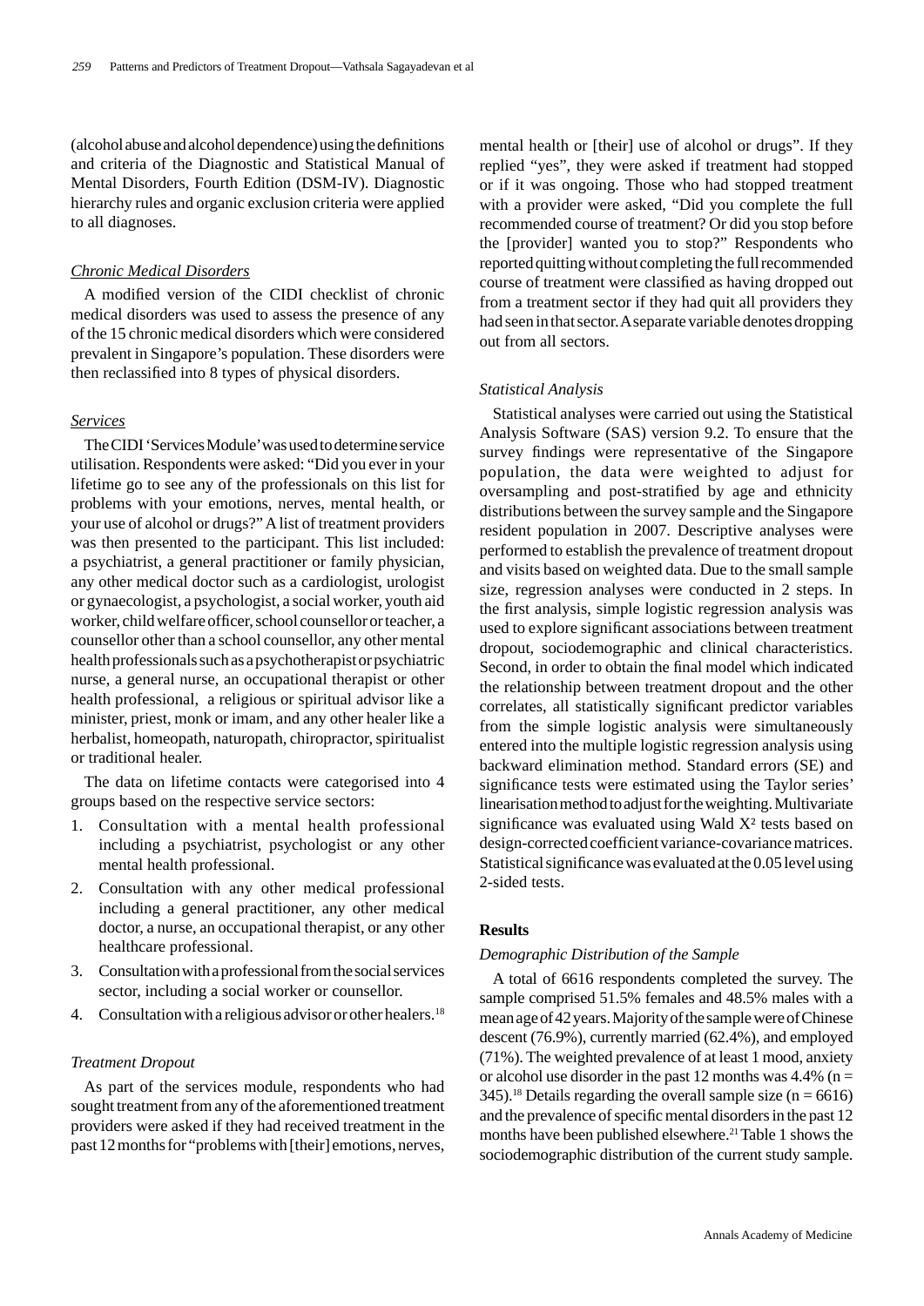(alcohol abuse and alcohol dependence) using the definitions and criteria of the Diagnostic and Statistical Manual of Mental Disorders, Fourth Edition (DSM-IV). Diagnostic hierarchy rules and organic exclusion criteria were applied to all diagnoses.

*Chronic Medical Disorders*

A modified version of the CIDI checklist of chronic medical disorders was used to assess the presence of any of the 15 chronic medical disorders which were considered prevalent in Singapore's population. These disorders were then reclassified into 8 types of physical disorders.

*Services*

The CIDI 'Services Module' was used to determine service utilisation. Respondents were asked: "Did you ever in your lifetime go to see any of the professionals on this list for problems with your emotions, nerves, mental health, or your use of alcohol or drugs?" A list of treatment providers was then presented to the participant. This list included: a psychiatrist, a general practitioner or family physician, any other medical doctor such as a cardiologist, urologist or gynaecologist, a psychologist, a social worker, youth aid worker, child welfare officer, school counsellor or teacher, a counsellor other than a school counsellor, any other mental health professionals such as a psychotherapist or psychiatric nurse, a general nurse, an occupational therapist or other health professional, a religious or spiritual advisor like a minister, priest, monk or imam, and any other healer like a herbalist, homeopath, naturopath, chiropractor, spiritualist or traditional healer.

The data on lifetime contacts were categorised into 4 groups based on the respective service sectors:

1. Consultation with a mental health professional including a psychiatrist, psychologist or any other mental health professional.
2. Consultation with any other medical professional including a general practitioner, any other medical doctor, a nurse, an occupational therapist, or any other healthcare professional.
3. Consultation with a professional from the social services sector, including a social worker or counsellor.
4. Consultation with a religious advisor or other healers.[18]

*Treatment Dropout*

As part of the services module, respondents who had sought treatment from any of the aforementioned treatment providers were asked if they had received treatment in the past 12 months for "problems with [their] emotions, nerves, mental health or [their] use of alcohol or drugs". If they replied "yes", they were asked if treatment had stopped or if it was ongoing. Those who had stopped treatment with a provider were asked, "Did you complete the full recommended course of treatment? Or did you stop before the [provider] wanted you to stop?" Respondents who reported quitting without completing the full recommended course of treatment were classified as having dropped out from a treatment sector if they had quit all providers they had seen in that sector. A separate variable denotes dropping out from all sectors.

*Statistical Analysis*

Statistical analyses were carried out using the Statistical Analysis Software (SAS) version 9.2. To ensure that the survey findings were representative of the Singapore population, the data were weighted to adjust for oversampling and post-stratified by age and ethnicity distributions between the survey sample and the Singapore resident population in 2007. Descriptive analyses were performed to establish the prevalence of treatment dropout and visits based on weighted data. Due to the small sample size, regression analyses were conducted in 2 steps. In the first analysis, simple logistic regression analysis was used to explore significant associations between treatment dropout, sociodemographic and clinical characteristics. Second, in order to obtain the final model which indicated the relationship between treatment dropout and the other correlates, all statistically significant predictor variables from the simple logistic analysis were simultaneously entered into the multiple logistic regression analysis using backward elimination method. Standard errors (SE) and significance tests were estimated using the Taylor series' linearisation method to adjust for the weighting. Multivariate significance was evaluated using Wald $X^2$ tests based on design-corrected coefficient variance-covariance matrices. Statistical significance was evaluated at the 0.05 level using 2-sided tests.

## Results

*Demographic Distribution of the Sample*

A total of 6616 respondents completed the survey. The sample comprised 51.5% females and 48.5% males with a mean age of 42 years. Majority of the sample were of Chinese descent (76.9%), currently married (62.4%), and employed (71%). The weighted prevalence of at least 1 mood, anxiety or alcohol use disorder in the past 12 months was 4.4% (n = 345).[18] Details regarding the overall sample size (n = 6616) and the prevalence of specific mental disorders in the past 12 months have been published elsewhere.[21] Table 1 shows the sociodemographic distribution of the current study sample.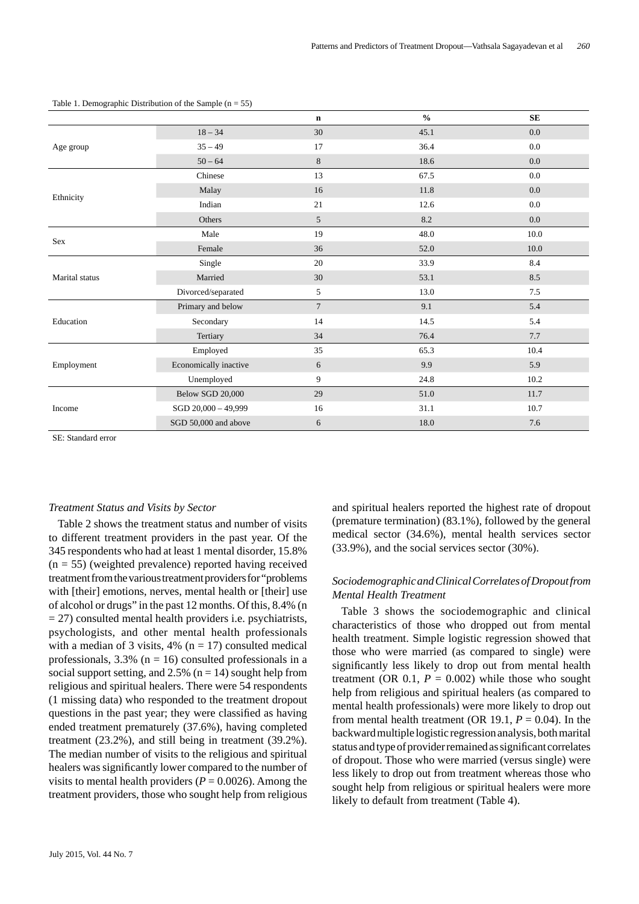Table 1. Demographic Distribution of the Sample (n = 55)

| | | n | % | SE |
|---|---|---|---|---|
| Age group | 18 – 34 | 30 | 45.1 | 0.0 |
| | 35 – 49 | 17 | 36.4 | 0.0 |
| | 50 – 64 | 8 | 18.6 | 0.0 |
| Ethnicity | Chinese | 13 | 67.5 | 0.0 |
| | Malay | 16 | 11.8 | 0.0 |
| | Indian | 21 | 12.6 | 0.0 |
| | Others | 5 | 8.2 | 0.0 |
| Sex | Male | 19 | 48.0 | 10.0 |
| | Female | 36 | 52.0 | 10.0 |
| Marital status | Single | 20 | 33.9 | 8.4 |
| | Married | 30 | 53.1 | 8.5 |
| | Divorced/separated | 5 | 13.0 | 7.5 |
| Education | Primary and below | 7 | 9.1 | 5.4 |
| | Secondary | 14 | 14.5 | 5.4 |
| | Tertiary | 34 | 76.4 | 7.7 |
| Employment | Employed | 35 | 65.3 | 10.4 |
| | Economically inactive | 6 | 9.9 | 5.9 |
| | Unemployed | 9 | 24.8 | 10.2 |
| Income | Below SGD 20,000 | 29 | 51.0 | 11.7 |
| | SGD 20,000 – 49,999 | 16 | 31.1 | 10.7 |
| | SGD 50,000 and above | 6 | 18.0 | 7.6 |

SE: Standard error

*Treatment Status and Visits by Sector*

Table 2 shows the treatment status and number of visits to different treatment providers in the past year. Of the 345 respondents who had at least 1 mental disorder, 15.8% (n = 55) (weighted prevalence) reported having received treatment from the various treatment providers for "problems with [their] emotions, nerves, mental health or [their] use of alcohol or drugs" in the past 12 months. Of this, 8.4% (n = 27) consulted mental health providers i.e. psychiatrists, psychologists, and other mental health professionals with a median of 3 visits, 4% (n = 17) consulted medical professionals, 3.3% (n = 16) consulted professionals in a social support setting, and 2.5% (n = 14) sought help from religious and spiritual healers. There were 54 respondents (1 missing data) who responded to the treatment dropout questions in the past year; they were classified as having ended treatment prematurely (37.6%), having completed treatment (23.2%), and still being in treatment (39.2%). The median number of visits to the religious and spiritual healers was significantly lower compared to the number of visits to mental health providers ($P$ = 0.0026). Among the treatment providers, those who sought help from religious and spiritual healers reported the highest rate of dropout (premature termination) (83.1%), followed by the general medical sector (34.6%), mental health services sector (33.9%), and the social services sector (30%).

*Sociodemographic and Clinical Correlates of Dropout from Mental Health Treatment*

Table 3 shows the sociodemographic and clinical characteristics of those who dropped out from mental health treatment. Simple logistic regression showed that those who were married (as compared to single) were significantly less likely to drop out from mental health treatment (OR 0.1, $P$ = 0.002) while those who sought help from religious and spiritual healers (as compared to mental health professionals) were more likely to drop out from mental health treatment (OR 19.1, $P$ = 0.04). In the backward multiple logistic regression analysis, both marital status and type of provider remained as significant correlates of dropout. Those who were married (versus single) were less likely to drop out from treatment whereas those who sought help from religious or spiritual healers were more likely to default from treatment (Table 4).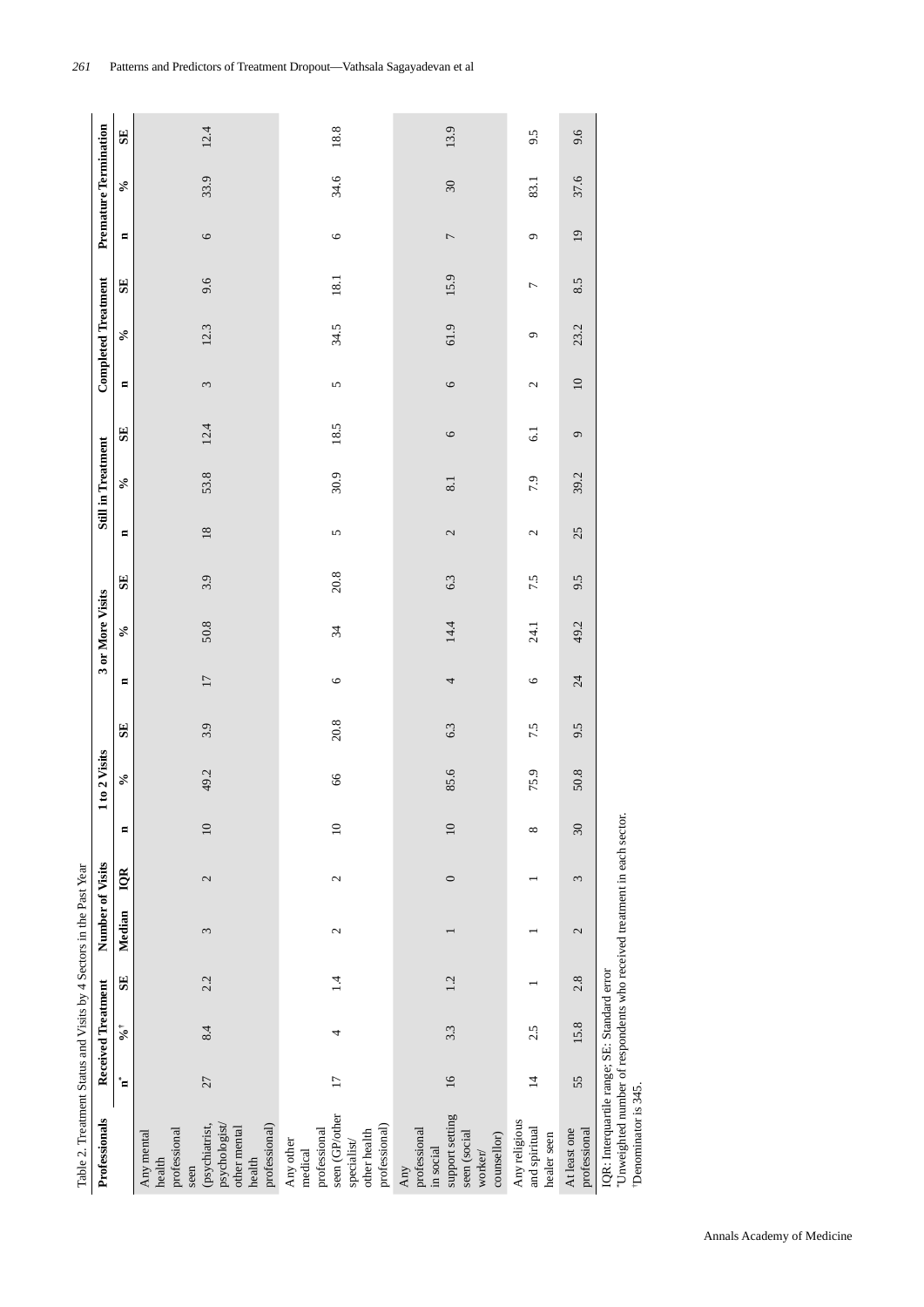Table 2. Treatment Status and Visits by 4 Sectors in the Past Year

| Professionals | Received Treatment | | | Number of Visits | | 1 to 2 Visits | | | 3 or More Visits | | | Still in Treatment | | | Completed Treatment | | | Premature Termination | | |
|---|---|---|---|---|---|---|---|---|---|---|---|---|---|---|---|---|---|---|---|---|
| | n* | %† | SE | Median | IQR | n | % | SE | n | % | SE | n | % | SE | n | % | SE | n | % | SE |
| Any mental health professional seen (psychiatrist, psychologist/ other mental health professional) | 27 | 8.4 | 2.2 | 3 | 2 | 10 | 49.2 | 3.9 | 17 | 50.8 | 3.9 | 18 | 53.8 | 12.4 | 3 | 12.3 | 9.6 | 6 | 33.9 | 12.4 |
| Any other medical professional seen (GP/other specialist/ other health professional) | 17 | 4 | 1.4 | 2 | 2 | 10 | 66 | 20.8 | 6 | 34 | 20.8 | 5 | 30.9 | 18.5 | 5 | 34.5 | 18.1 | 6 | 34.6 | 18.8 |
| Any professional in social support setting seen (social worker/ counsellor) | 16 | 3.3 | 1.2 | 1 | 0 | 10 | 85.6 | 6.3 | 4 | 14.4 | 6.3 | 2 | 8.1 | 6 | 6 | 61.9 | 15.9 | 7 | 30 | 13.9 |
| Any religious and spiritual healer seen | 14 | 2.5 | 1 | 1 | 1 | 8 | 75.9 | 7.5 | 6 | 24.1 | 7.5 | 2 | 7.9 | 6.1 | 2 | 9 | 7 | 9 | 83.1 | 9.5 |
| At least one professional | 55 | 15.8 | 2.8 | 2 | 3 | 30 | 50.8 | 9.5 | 24 | 49.2 | 9.5 | 25 | 39.2 | 9 | 10 | 23.2 | 8.5 | 19 | 37.6 | 9.6 |

IQR: Interquartile range; SE: Standard error

*Unweighted number of respondents who received treatment in each sector.

†Denominator is 345.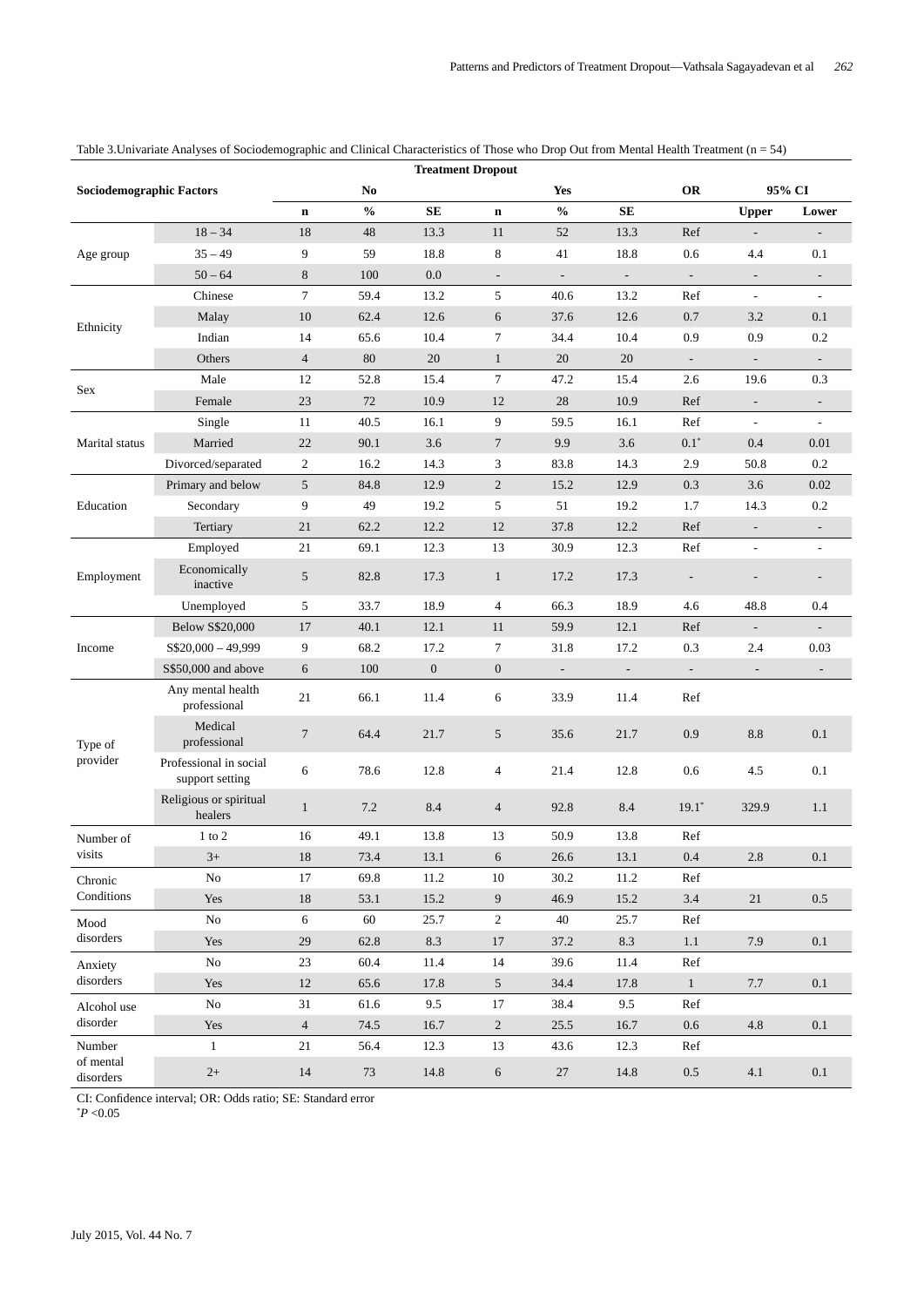Table 3.Univariate Analyses of Sociodemographic and Clinical Characteristics of Those who Drop Out from Mental Health Treatment (n = 54)

| Sociodemographic Factors | | Treatment Dropout | | | | | | | | |
|---|---|---|---|---|---|---|---|---|---|---|
| | | No | | | Yes | | | OR | 95% CI | |
| | | n | % | SE | n | % | SE | | Upper | Lower |
| Age group | 18 – 34 | 18 | 48 | 13.3 | 11 | 52 | 13.3 | Ref | - | - |
| | 35 – 49 | 9 | 59 | 18.8 | 8 | 41 | 18.8 | 0.6 | 4.4 | 0.1 |
| | 50 – 64 | 8 | 100 | 0.0 | - | - | - | - | - | - |
| Ethnicity | Chinese | 7 | 59.4 | 13.2 | 5 | 40.6 | 13.2 | Ref | - | - |
| | Malay | 10 | 62.4 | 12.6 | 6 | 37.6 | 12.6 | 0.7 | 3.2 | 0.1 |
| | Indian | 14 | 65.6 | 10.4 | 7 | 34.4 | 10.4 | 0.9 | 0.9 | 0.2 |
| | Others | 4 | 80 | 20 | 1 | 20 | 20 | - | - | - |
| Sex | Male | 12 | 52.8 | 15.4 | 7 | 47.2 | 15.4 | 2.6 | 19.6 | 0.3 |
| | Female | 23 | 72 | 10.9 | 12 | 28 | 10.9 | Ref | - | - |
| Marital status | Single | 11 | 40.5 | 16.1 | 9 | 59.5 | 16.1 | Ref | - | - |
| | Married | 22 | 90.1 | 3.6 | 7 | 9.9 | 3.6 | 0.1* | 0.4 | 0.01 |
| | Divorced/separated | 2 | 16.2 | 14.3 | 3 | 83.8 | 14.3 | 2.9 | 50.8 | 0.2 |
| Education | Primary and below | 5 | 84.8 | 12.9 | 2 | 15.2 | 12.9 | 0.3 | 3.6 | 0.02 |
| | Secondary | 9 | 49 | 19.2 | 5 | 51 | 19.2 | 1.7 | 14.3 | 0.2 |
| | Tertiary | 21 | 62.2 | 12.2 | 12 | 37.8 | 12.2 | Ref | - | - |
| Employment | Employed | 21 | 69.1 | 12.3 | 13 | 30.9 | 12.3 | Ref | - | - |
| | Economically inactive | 5 | 82.8 | 17.3 | 1 | 17.2 | 17.3 | - | - | - |
| | Unemployed | 5 | 33.7 | 18.9 | 4 | 66.3 | 18.9 | 4.6 | 48.8 | 0.4 |
| Income | Below S$20,000 | 17 | 40.1 | 12.1 | 11 | 59.9 | 12.1 | Ref | - | - |
| | S$20,000 – 49,999 | 9 | 68.2 | 17.2 | 7 | 31.8 | 17.2 | 0.3 | 2.4 | 0.03 |
| | S$50,000 and above | 6 | 100 | 0 | 0 | - | - | - | - | - |
| Type of provider | Any mental health professional | 21 | 66.1 | 11.4 | 6 | 33.9 | 11.4 | Ref | | |
| | Medical professional | 7 | 64.4 | 21.7 | 5 | 35.6 | 21.7 | 0.9 | 8.8 | 0.1 |
| | Professional in social support setting | 6 | 78.6 | 12.8 | 4 | 21.4 | 12.8 | 0.6 | 4.5 | 0.1 |
| | Religious or spiritual healers | 1 | 7.2 | 8.4 | 4 | 92.8 | 8.4 | 19.1* | 329.9 | 1.1 |
| Number of visits | 1 to 2 | 16 | 49.1 | 13.8 | 13 | 50.9 | 13.8 | Ref | | |
| | 3+ | 18 | 73.4 | 13.1 | 6 | 26.6 | 13.1 | 0.4 | 2.8 | 0.1 |
| Chronic Conditions | No | 17 | 69.8 | 11.2 | 10 | 30.2 | 11.2 | Ref | | |
| | Yes | 18 | 53.1 | 15.2 | 9 | 46.9 | 15.2 | 3.4 | 21 | 0.5 |
| Mood disorders | No | 6 | 60 | 25.7 | 2 | 40 | 25.7 | Ref | | |
| | Yes | 29 | 62.8 | 8.3 | 17 | 37.2 | 8.3 | 1.1 | 7.9 | 0.1 |
| Anxiety disorders | No | 23 | 60.4 | 11.4 | 14 | 39.6 | 11.4 | Ref | | |
| | Yes | 12 | 65.6 | 17.8 | 5 | 34.4 | 17.8 | 1 | 7.7 | 0.1 |
| Alcohol use disorder | No | 31 | 61.6 | 9.5 | 17 | 38.4 | 9.5 | Ref | | |
| | Yes | 4 | 74.5 | 16.7 | 2 | 25.5 | 16.7 | 0.6 | 4.8 | 0.1 |
| Number of mental disorders | 1 | 21 | 56.4 | 12.3 | 13 | 43.6 | 12.3 | Ref | | |
| | 2+ | 14 | 73 | 14.8 | 6 | 27 | 14.8 | 0.5 | 4.1 | 0.1 |

CI: Confidence interval; OR: Odds ratio; SE: Standard error

*$P$ <0.05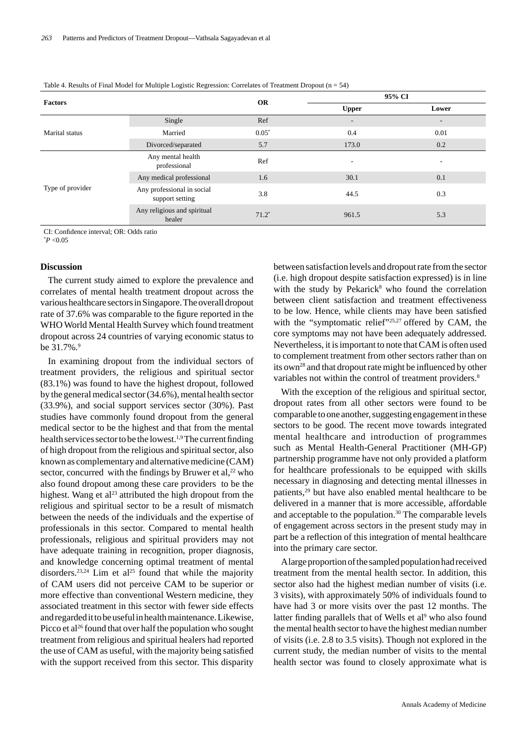Table 4. Results of Final Model for Multiple Logistic Regression: Correlates of Treatment Dropout (n = 54)

| Factors | | OR | 95% CI | |
|---|---|---|---|---|
| | | | Upper | Lower |
| Marital status | Single | Ref | - | - |
| | Married | 0.05* | 0.4 | 0.01 |
| | Divorced/separated | 5.7 | 173.0 | 0.2 |
| Type of provider | Any mental health professional | Ref | - | - |
| | Any medical professional | 1.6 | 30.1 | 0.1 |
| | Any professional in social support setting | 3.8 | 44.5 | 0.3 |
| | Any religious and spiritual healer | 71.2* | 961.5 | 5.3 |

CI: Confidence interval; OR: Odds ratio
*$P$ <0.05

## Discussion

The current study aimed to explore the prevalence and correlates of mental health treatment dropout across the various healthcare sectors in Singapore. The overall dropout rate of 37.6% was comparable to the figure reported in the WHO World Mental Health Survey which found treatment dropout across 24 countries of varying economic status to be 31.7%.[9]

In examining dropout from the individual sectors of treatment providers, the religious and spiritual sector (83.1%) was found to have the highest dropout, followed by the general medical sector (34.6%), mental health sector (33.9%), and social support services sector (30%). Past studies have commonly found dropout from the general medical sector to be the highest and that from the mental health services sector to be the lowest.[1,9] The current finding of high dropout from the religious and spiritual sector, also known as complementary and alternative medicine (CAM) sector, concurred with the findings by Bruwer et al,[22] who also found dropout among these care providers to be the highest. Wang et al[23] attributed the high dropout from the religious and spiritual sector to be a result of mismatch between the needs of the individuals and the expertise of professionals in this sector. Compared to mental health professionals, religious and spiritual providers may not have adequate training in recognition, proper diagnosis, and knowledge concerning optimal treatment of mental disorders.[23,24] Lim et al[25] found that while the majority of CAM users did not perceive CAM to be superior or more effective than conventional Western medicine, they associated treatment in this sector with fewer side effects and regarded it to be useful in health maintenance. Likewise, Picco et al[26] found that over half the population who sought treatment from religious and spiritual healers had reported the use of CAM as useful, with the majority being satisfied with the support received from this sector. This disparity between satisfaction levels and dropout rate from the sector (i.e. high dropout despite satisfaction expressed) is in line with the study by Pekarick[8] who found the correlation between client satisfaction and treatment effectiveness to be low. Hence, while clients may have been satisfied with the "symptomatic relief"[25,27] offered by CAM, the core symptoms may not have been adequately addressed. Nevertheless, it is important to note that CAM is often used to complement treatment from other sectors rather than on its own[28] and that dropout rate might be influenced by other variables not within the control of treatment providers.[8]

With the exception of the religious and spiritual sector, dropout rates from all other sectors were found to be comparable to one another, suggesting engagement in these sectors to be good. The recent move towards integrated mental healthcare and introduction of programmes such as Mental Health-General Practitioner (MH-GP) partnership programme have not only provided a platform for healthcare professionals to be equipped with skills necessary in diagnosing and detecting mental illnesses in patients,[29] but have also enabled mental healthcare to be delivered in a manner that is more accessible, affordable and acceptable to the population.[30] The comparable levels of engagement across sectors in the present study may in part be a reflection of this integration of mental healthcare into the primary care sector.

A large proportion of the sampled population had received treatment from the mental health sector. In addition, this sector also had the highest median number of visits (i.e. 3 visits), with approximately 50% of individuals found to have had 3 or more visits over the past 12 months. The latter finding parallels that of Wells et al[9] who also found the mental health sector to have the highest median number of visits (i.e. 2.8 to 3.5 visits). Though not explored in the current study, the median number of visits to the mental health sector was found to closely approximate what is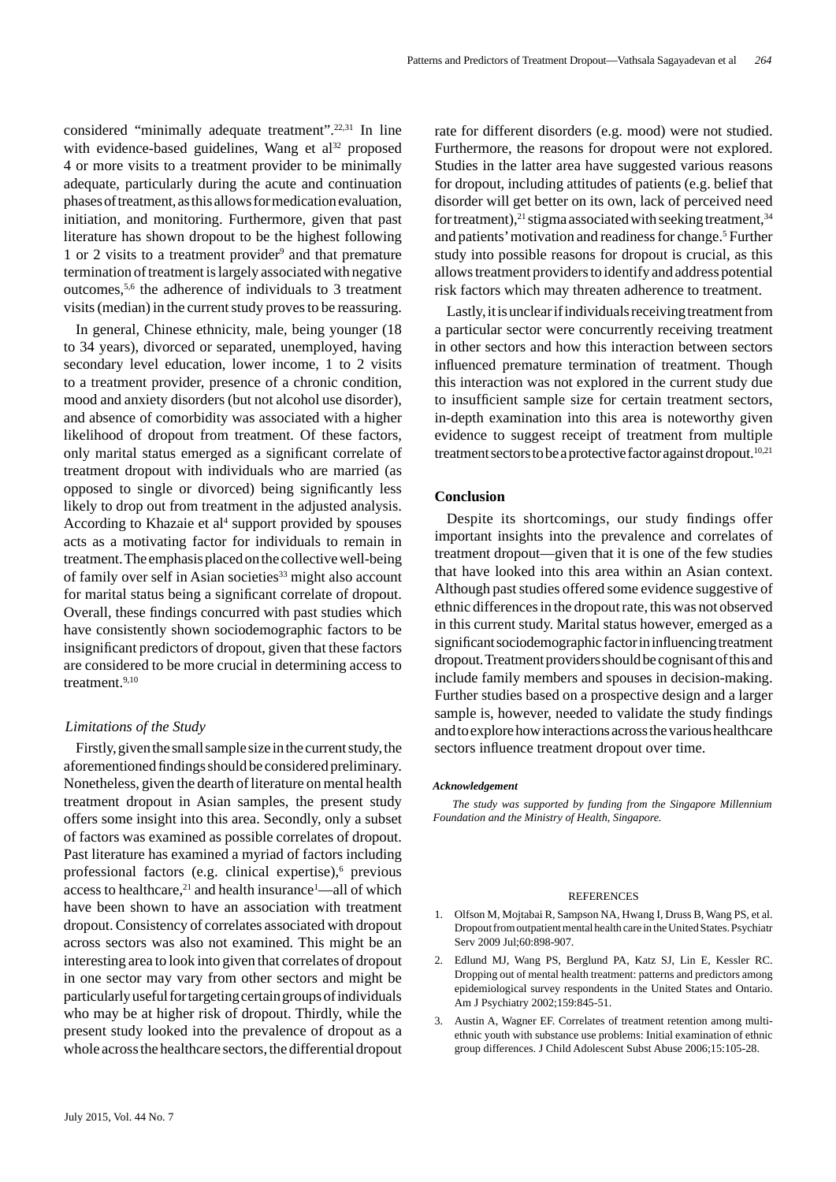considered "minimally adequate treatment".[22,31] In line with evidence-based guidelines, Wang et al[32] proposed 4 or more visits to a treatment provider to be minimally adequate, particularly during the acute and continuation phases of treatment, as this allows for medication evaluation, initiation, and monitoring. Furthermore, given that past literature has shown dropout to be the highest following 1 or 2 visits to a treatment provider[9] and that premature termination of treatment is largely associated with negative outcomes,[5,6] the adherence of individuals to 3 treatment visits (median) in the current study proves to be reassuring.

In general, Chinese ethnicity, male, being younger (18 to 34 years), divorced or separated, unemployed, having secondary level education, lower income, 1 to 2 visits to a treatment provider, presence of a chronic condition, mood and anxiety disorders (but not alcohol use disorder), and absence of comorbidity was associated with a higher likelihood of dropout from treatment. Of these factors, only marital status emerged as a significant correlate of treatment dropout with individuals who are married (as opposed to single or divorced) being significantly less likely to drop out from treatment in the adjusted analysis. According to Khazaie et al[4] support provided by spouses acts as a motivating factor for individuals to remain in treatment. The emphasis placed on the collective well-being of family over self in Asian societies[33] might also account for marital status being a significant correlate of dropout. Overall, these findings concurred with past studies which have consistently shown sociodemographic factors to be insignificant predictors of dropout, given that these factors are considered to be more crucial in determining access to treatment.[9,10]

### *Limitations of the Study*

Firstly, given the small sample size in the current study, the aforementioned findings should be considered preliminary. Nonetheless, given the dearth of literature on mental health treatment dropout in Asian samples, the present study offers some insight into this area. Secondly, only a subset of factors was examined as possible correlates of dropout. Past literature has examined a myriad of factors including professional factors (e.g. clinical expertise),[6] previous access to healthcare,[21] and health insurance[1]—all of which have been shown to have an association with treatment dropout. Consistency of correlates associated with dropout across sectors was also not examined. This might be an interesting area to look into given that correlates of dropout in one sector may vary from other sectors and might be particularly useful for targeting certain groups of individuals who may be at higher risk of dropout. Thirdly, while the present study looked into the prevalence of dropout as a whole across the healthcare sectors, the differential dropout rate for different disorders (e.g. mood) were not studied. Furthermore, the reasons for dropout were not explored. Studies in the latter area have suggested various reasons for dropout, including attitudes of patients (e.g. belief that disorder will get better on its own, lack of perceived need for treatment),[21] stigma associated with seeking treatment,[34] and patients' motivation and readiness for change.[5] Further study into possible reasons for dropout is crucial, as this allows treatment providers to identify and address potential risk factors which may threaten adherence to treatment.

Lastly, it is unclear if individuals receiving treatment from a particular sector were concurrently receiving treatment in other sectors and how this interaction between sectors influenced premature termination of treatment. Though this interaction was not explored in the current study due to insufficient sample size for certain treatment sectors, in-depth examination into this area is noteworthy given evidence to suggest receipt of treatment from multiple treatment sectors to be a protective factor against dropout.[10,21]

## Conclusion

Despite its shortcomings, our study findings offer important insights into the prevalence and correlates of treatment dropout—given that it is one of the few studies that have looked into this area within an Asian context. Although past studies offered some evidence suggestive of ethnic differences in the dropout rate, this was not observed in this current study. Marital status however, emerged as a significant sociodemographic factor in influencing treatment dropout. Treatment providers should be cognisant of this and include family members and spouses in decision-making. Further studies based on a prospective design and a larger sample is, however, needed to validate the study findings and to explore how interactions across the various healthcare sectors influence treatment dropout over time.

#### *Acknowledgement*

*The study was supported by funding from the Singapore Millennium Foundation and the Ministry of Health, Singapore.*

## REFERENCES

1. Olfson M, Mojtabai R, Sampson NA, Hwang I, Druss B, Wang PS, et al. Dropout from outpatient mental health care in the United States. Psychiatr Serv 2009 Jul;60:898-907.
2. Edlund MJ, Wang PS, Berglund PA, Katz SJ, Lin E, Kessler RC. Dropping out of mental health treatment: patterns and predictors among epidemiological survey respondents in the United States and Ontario. Am J Psychiatry 2002;159:845-51.
3. Austin A, Wagner EF. Correlates of treatment retention among multi-ethnic youth with substance use problems: Initial examination of ethnic group differences. J Child Adolescent Subst Abuse 2006;15:105-28.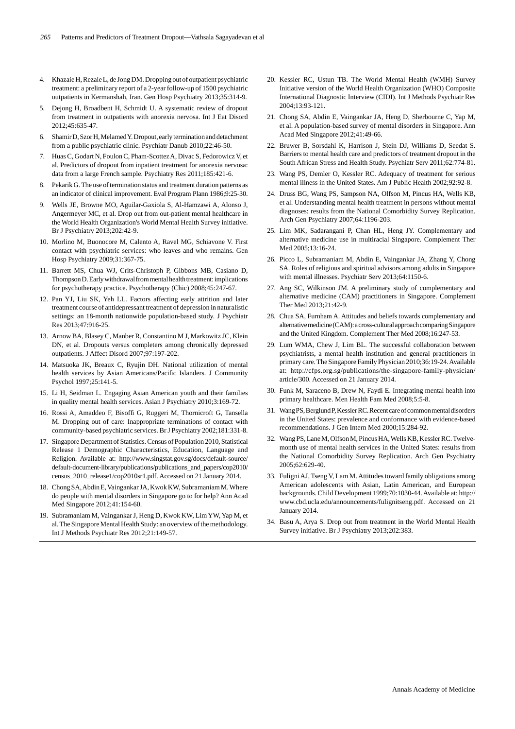4. Khazaie H, Rezaie L, de Jong DM. Dropping out of outpatient psychiatric treatment: a preliminary report of a 2-year follow-up of 1500 psychiatric outpatients in Kermanshah, Iran. Gen Hosp Psychiatry 2013;35:314-9.
5. Dejong H, Broadbent H, Schmidt U. A systematic review of dropout from treatment in outpatients with anorexia nervosa. Int J Eat Disord 2012;45:635-47.
6. Shamir D, Szor H, Melamed Y. Dropout, early termination and detachment from a public psychiatric clinic. Psychiatr Danub 2010;22:46-50.
7. Huas C, Godart N, Foulon C, Pham-Scottez A, Divac S, Fedorowicz V, et al. Predictors of dropout from inpatient treatment for anorexia nervosa: data from a large French sample. Psychiatry Res 2011;185:421-6.
8. Pekarik G. The use of termination status and treatment duration patterns as an indicator of clinical improvement. Eval Program Plann 1986;9:25-30.
9. Wells JE, Browne MO, Aguilar-Gaxiola S, Al-Hamzawi A, Alonso J, Angermeyer MC, et al. Drop out from out-patient mental healthcare in the World Health Organization's World Mental Health Survey initiative. Br J Psychiatry 2013;202:42-9.
10. Morlino M, Buonocore M, Calento A, Ravel MG, Schiavone V. First contact with psychiatric services: who leaves and who remains. Gen Hosp Psychiatry 2009;31:367-75.
11. Barrett MS, Chua WJ, Crits-Christoph P, Gibbons MB, Casiano D, Thompson D. Early withdrawal from mental health treatment: implications for psychotherapy practice. Psychotherapy (Chic) 2008;45:247-67.
12. Pan YJ, Liu SK, Yeh LL. Factors affecting early attrition and later treatment course of antidepressant treatment of depression in naturalistic settings: an 18-month nationwide population-based study. J Psychiatr Res 2013;47:916-25.
13. Arnow BA, Blasey C, Manber R, Constantino M J, Markowitz JC, Klein DN, et al. Dropouts versus completers among chronically depressed outpatients. J Affect Disord 2007;97:197-202.
14. Matsuoka JK, Breaux C, Ryujin DH. National utilization of mental health services by Asian Americans/Pacific Islanders. J Community Psychol 1997;25:141-5.
15. Li H, Seidman L. Engaging Asian American youth and their families in quality mental health services. Asian J Psychiatry 2010;3:169-72.
16. Rossi A, Amaddeo F, Bisoffi G, Ruggeri M, Thornicroft G, Tansella M. Dropping out of care: Inappropriate terminations of contact with community-based psychiatric services. Br J Psychiatry 2002;181:331-8.
17. Singapore Department of Statistics. Census of Population 2010, Statistical Release 1 Demographic Characteristics, Education, Language and Religion. Available at: http://www.singstat.gov.sg/docs/default-source/default-document-library/publications/publications_and_papers/cop2010/census_2010_release1/cop2010sr1.pdf. Accessed on 21 January 2014.
18. Chong SA, Abdin E, Vaingankar JA, Kwok KW, Subramaniam M. Where do people with mental disorders in Singapore go to for help? Ann Acad Med Singapore 2012;41:154-60.
19. Subramaniam M, Vaingankar J, Heng D, Kwok KW, Lim YW, Yap M, et al. The Singapore Mental Health Study: an overview of the methodology. Int J Methods Psychiatr Res 2012;21:149-57.
20. Kessler RC, Ustun TB. The World Mental Health (WMH) Survey Initiative version of the World Health Organization (WHO) Composite International Diagnostic Interview (CIDI). Int J Methods Psychiatr Res 2004;13:93-121.
21. Chong SA, Abdin E, Vaingankar JA, Heng D, Sherbourne C, Yap M, et al. A population-based survey of mental disorders in Singapore. Ann Acad Med Singapore 2012;41:49-66.
22. Bruwer B, Sorsdahl K, Harrison J, Stein DJ, Williams D, Seedat S. Barriers to mental health care and predictors of treatment dropout in the South African Stress and Health Study. Psychiatr Serv 2011;62:774-81.
23. Wang PS, Demler O, Kessler RC. Adequacy of treatment for serious mental illness in the United States. Am J Public Health 2002;92:92-8.
24. Druss BG, Wang PS, Sampson NA, Olfson M, Pincus HA, Wells KB, et al. Understanding mental health treatment in persons without mental diagnoses: results from the National Comorbidity Survey Replication. Arch Gen Psychiatry 2007;64:1196-203.
25. Lim MK, Sadarangani P, Chan HL, Heng JY. Complementary and alternative medicine use in multiracial Singapore. Complement Ther Med 2005;13:16-24.
26. Picco L, Subramaniam M, Abdin E, Vaingankar JA, Zhang Y, Chong SA. Roles of religious and spiritual advisors among adults in Singapore with mental illnesses. Psychiatr Serv 2013;64:1150-6.
27. Ang SC, Wilkinson JM. A preliminary study of complementary and alternative medicine (CAM) practitioners in Singapore. Complement Ther Med 2013;21:42-9.
28. Chua SA, Furnham A. Attitudes and beliefs towards complementary and alternative medicine (CAM): a cross-cultural approach comparing Singapore and the United Kingdom. Complement Ther Med 2008;16:247-53.
29. Lum WMA, Chew J, Lim BL. The successful collaboration between psychiatrists, a mental health institution and general practitioners in primary care. The Singapore Family Physician 2010;36:19-24. Available at: http://cfps.org.sg/publications/the-singapore-family-physician/article/300. Accessed on 21 January 2014.
30. Funk M, Saraceno B, Drew N, Faydi E. Integrating mental health into primary healthcare. Men Health Fam Med 2008;5:5-8.
31. Wang PS, Berglund P, Kessler RC. Recent care of common mental disorders in the United States: prevalence and conformance with evidence-based recommendations. J Gen Intern Med 2000;15:284-92.
32. Wang PS, Lane M, Olfson M, Pincus HA, Wells KB, Kessler RC. Twelve-month use of mental health services in the United States: results from the National Comorbidity Survey Replication. Arch Gen Psychiatry 2005;62:629-40.
33. Fuligni AJ, Tseng V, Lam M. Attitudes toward family obligations among American adolescents with Asian, Latin American, and European backgrounds. Child Development 1999;70:1030-44. Available at: http://www.cbd.ucla.edu/announcements/fulignitseng.pdf. Accessed on 21 January 2014.
34. Basu A, Arya S. Drop out from treatment in the World Mental Health Survey initiative. Br J Psychiatry 2013;202:383.